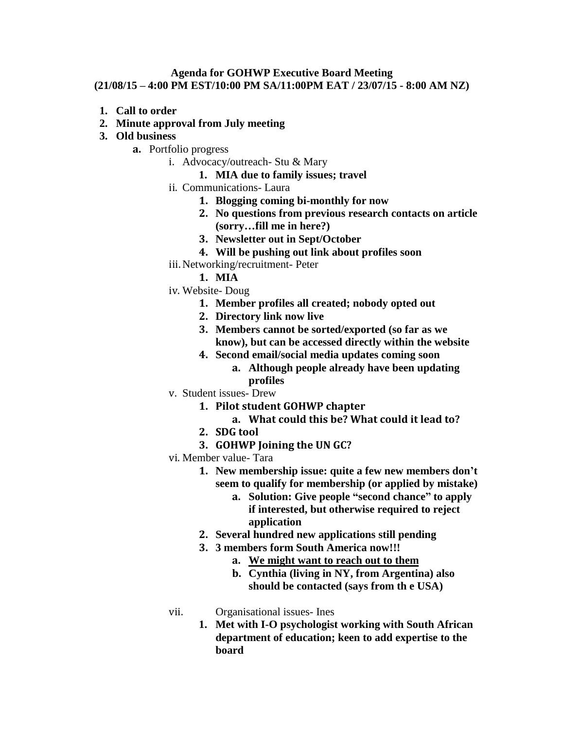**Agenda for GOHWP Executive Board Meeting**
**(21/08/15 – 4:00 PM EST/10:00 PM SA/11:00PM EAT / 23/07/15 - 8:00 AM NZ)**

1. **Call to order**
2. **Minute approval from July meeting**
3. **Old business**
   a. Portfolio progress
      i. Advocacy/outreach- Stu & Mary
         1. **MIA due to family issues; travel**
      ii. Communications- Laura
         1. **Blogging coming bi-monthly for now**
         2. **No questions from previous research contacts on article (sorry…fill me in here?)**
         3. **Newsletter out in Sept/October**
         4. **Will be pushing out link about profiles soon**
      iii. Networking/recruitment- Peter
         1. **MIA**
      iv. Website- Doug
         1. **Member profiles all created; nobody opted out**
         2. **Directory link now live**
         3. **Members cannot be sorted/exported (so far as we know), but can be accessed directly within the website**
         4. **Second email/social media updates coming soon**
            a. **Although people already have been updating profiles**
      v. Student issues- Drew
         1. **Pilot student GOHWP chapter**
            a. **What could this be? What could it lead to?**
         2. **SDG tool**
         3. **GOHWP Joining the UN GC?**
      vi. Member value- Tara
         1. **New membership issue: quite a few new members don't seem to qualify for membership (or applied by mistake)**
            a. **Solution: Give people "second chance" to apply if interested, but otherwise required to reject application**
         2. **Several hundred new applications still pending**
         3. **3 members form South America now!!!**
            a. **<u>We might want to reach out to them</u>**
            b. **Cynthia (living in NY, from Argentina) also should be contacted (says from th e USA)**
      vii. Organisational issues- Ines
         1. **Met with I-O psychologist working with South African department of education; keen to add expertise to the board**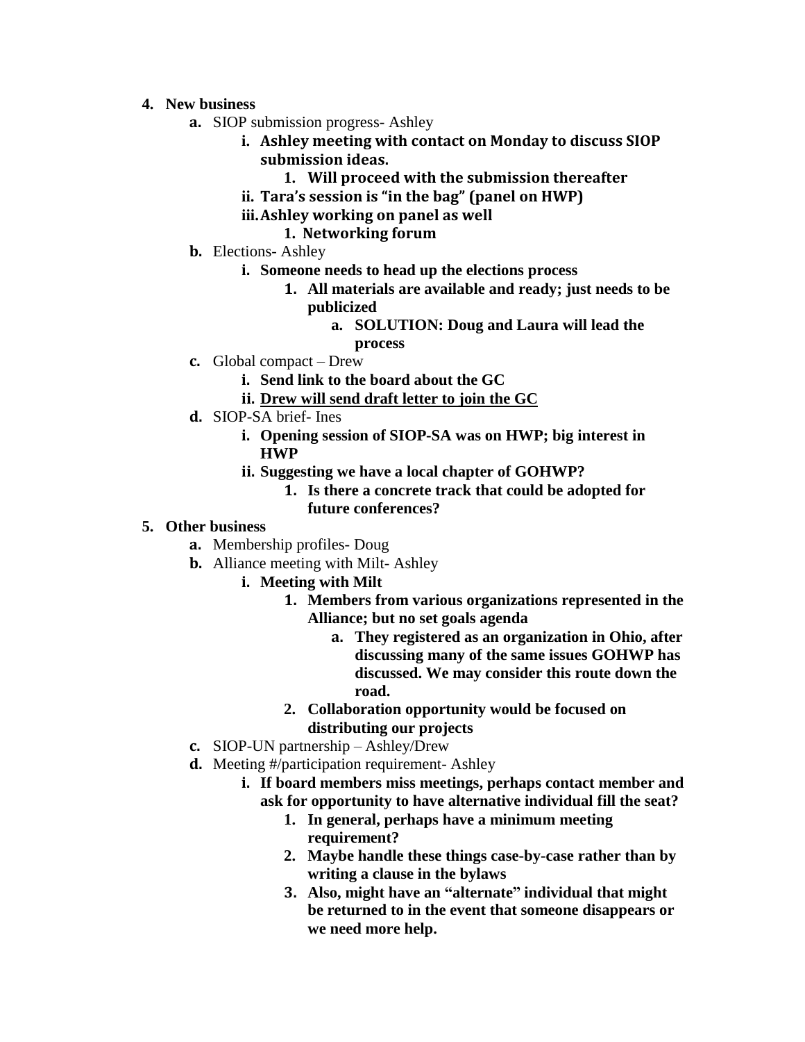4. **New business**
    a. SIOP submission progress- Ashley
        i. **Ashley meeting with contact on Monday to discuss SIOP submission ideas.**
            1. **Will proceed with the submission thereafter**
        ii. **Tara's session is "in the bag" (panel on HWP)**
        iii. **Ashley working on panel as well**
            1. **Networking forum**
    b. Elections- Ashley
        i. **Someone needs to head up the elections process**
            1. **All materials are available and ready; just needs to be publicized**
                a. **SOLUTION: Doug and Laura will lead the process**
    c. Global compact – Drew
        i. **Send link to the board about the GC**
        ii. **<u>Drew will send draft letter to join the GC</u>**
    d. SIOP-SA brief- Ines
        i. **Opening session of SIOP-SA was on HWP; big interest in HWP**
        ii. **Suggesting we have a local chapter of GOHWP?**
            1. **Is there a concrete track that could be adopted for future conferences?**
5. **Other business**
    a. Membership profiles- Doug
    b. Alliance meeting with Milt- Ashley
        i. **Meeting with Milt**
            1. **Members from various organizations represented in the Alliance; but no set goals agenda**
                a. **They registered as an organization in Ohio, after discussing many of the same issues GOHWP has discussed. We may consider this route down the road.**
            2. **Collaboration opportunity would be focused on distributing our projects**
    c. SIOP-UN partnership – Ashley/Drew
    d. Meeting #/participation requirement- Ashley
        i. **If board members miss meetings, perhaps contact member and ask for opportunity to have alternative individual fill the seat?**
            1. **In general, perhaps have a minimum meeting requirement?**
            2. **Maybe handle these things case-by-case rather than by writing a clause in the bylaws**
            3. **Also, might have an "alternate" individual that might be returned to in the event that someone disappears or we need more help.**